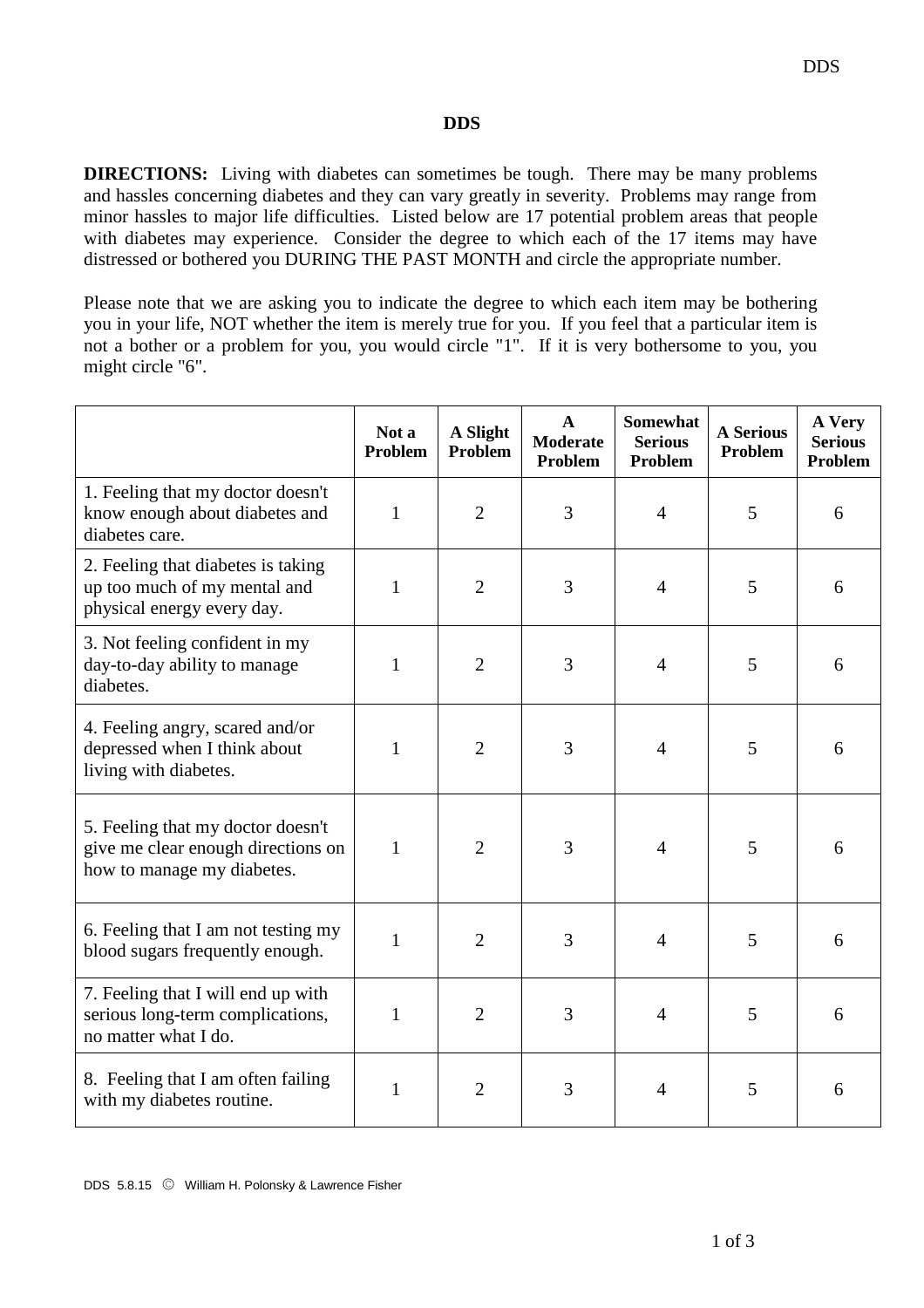# DDS

**DIRECTIONS:** Living with diabetes can sometimes be tough. There may be many problems and hassles concerning diabetes and they can vary greatly in severity. Problems may range from minor hassles to major life difficulties. Listed below are 17 potential problem areas that people with diabetes may experience. Consider the degree to which each of the 17 items may have distressed or bothered you DURING THE PAST MONTH and circle the appropriate number.

Please note that we are asking you to indicate the degree to which each item may be bothering you in your life, NOT whether the item is merely true for you. If you feel that a particular item is not a bother or a problem for you, you would circle "1". If it is very bothersome to you, you might circle "6".

| | **Not a Problem** | **A Slight Problem** | **A Moderate Problem** | **Somewhat Serious Problem** | **A Serious Problem** | **A Very Serious Problem** |
|---|---|---|---|---|---|---|
| 1. Feeling that my doctor doesn't know enough about diabetes and diabetes care. | 1 | 2 | 3 | 4 | 5 | 6 |
| 2. Feeling that diabetes is taking up too much of my mental and physical energy every day. | 1 | 2 | 3 | 4 | 5 | 6 |
| 3. Not feeling confident in my day-to-day ability to manage diabetes. | 1 | 2 | 3 | 4 | 5 | 6 |
| 4. Feeling angry, scared and/or depressed when I think about living with diabetes. | 1 | 2 | 3 | 4 | 5 | 6 |
| 5. Feeling that my doctor doesn't give me clear enough directions on how to manage my diabetes. | 1 | 2 | 3 | 4 | 5 | 6 |
| 6. Feeling that I am not testing my blood sugars frequently enough. | 1 | 2 | 3 | 4 | 5 | 6 |
| 7. Feeling that I will end up with serious long-term complications, no matter what I do. | 1 | 2 | 3 | 4 | 5 | 6 |
| 8. Feeling that I am often failing with my diabetes routine. | 1 | 2 | 3 | 4 | 5 | 6 |

DDS 5.8.15 © William H. Polonsky & Lawrence Fisher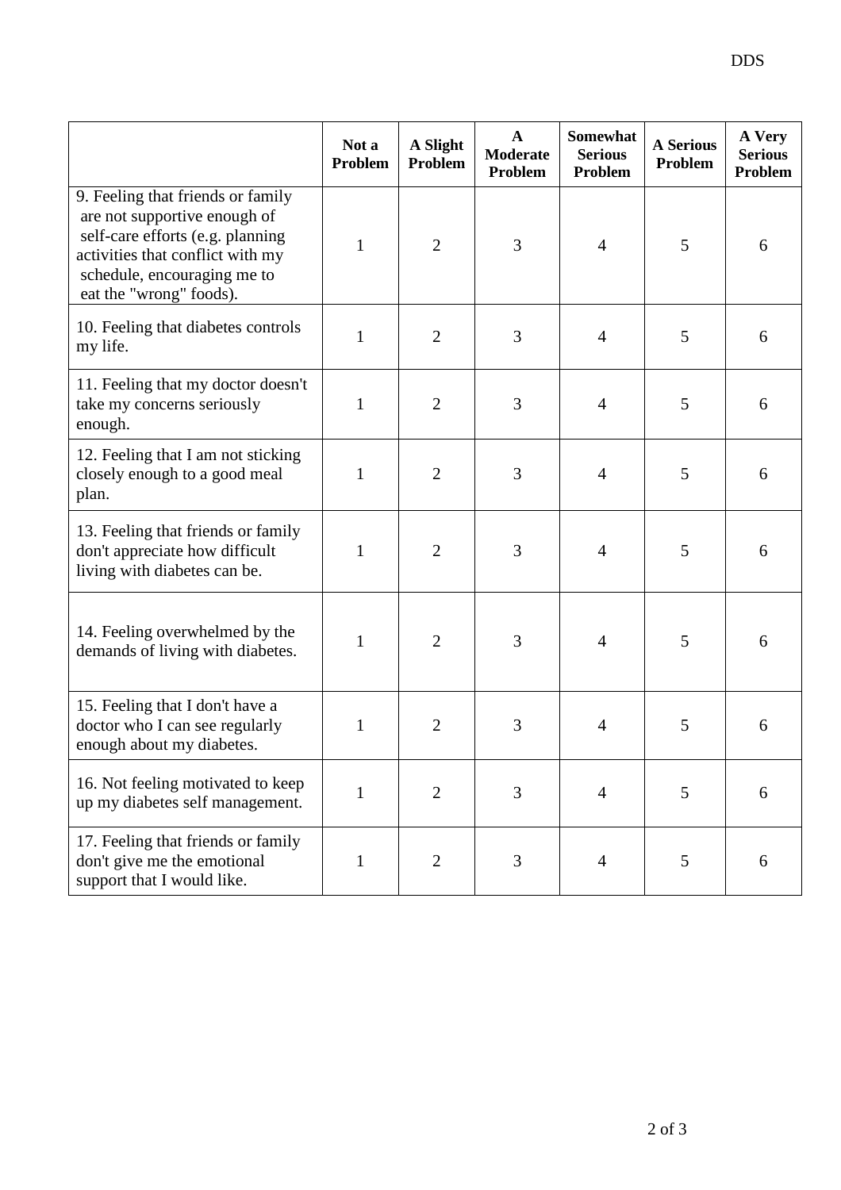| | Not a Problem | A Slight Problem | A Moderate Problem | Somewhat Serious Problem | A Serious Problem | A Very Serious Problem |
|---|---|---|---|---|---|---|
| 9. Feeling that friends or family are not supportive enough of self-care efforts (e.g. planning activities that conflict with my schedule, encouraging me to eat the "wrong" foods). | 1 | 2 | 3 | 4 | 5 | 6 |
| 10. Feeling that diabetes controls my life. | 1 | 2 | 3 | 4 | 5 | 6 |
| 11. Feeling that my doctor doesn't take my concerns seriously enough. | 1 | 2 | 3 | 4 | 5 | 6 |
| 12. Feeling that I am not sticking closely enough to a good meal plan. | 1 | 2 | 3 | 4 | 5 | 6 |
| 13. Feeling that friends or family don't appreciate how difficult living with diabetes can be. | 1 | 2 | 3 | 4 | 5 | 6 |
| 14. Feeling overwhelmed by the demands of living with diabetes. | 1 | 2 | 3 | 4 | 5 | 6 |
| 15. Feeling that I don't have a doctor who I can see regularly enough about my diabetes. | 1 | 2 | 3 | 4 | 5 | 6 |
| 16. Not feeling motivated to keep up my diabetes self management. | 1 | 2 | 3 | 4 | 5 | 6 |
| 17. Feeling that friends or family don't give me the emotional support that I would like. | 1 | 2 | 3 | 4 | 5 | 6 |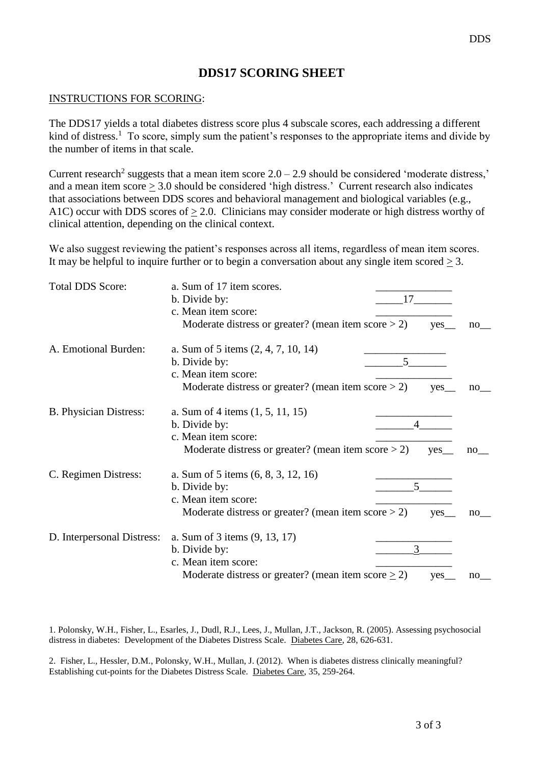# DDS17 SCORING SHEET

INSTRUCTIONS FOR SCORING:

The DDS17 yields a total diabetes distress score plus 4 subscale scores, each addressing a different kind of distress.[1] To score, simply sum the patient's responses to the appropriate items and divide by the number of items in that scale.

Current research[2] suggests that a mean item score 2.0 – 2.9 should be considered 'moderate distress,' and a mean item score ≥ 3.0 should be considered 'high distress.' Current research also indicates that associations between DDS scores and behavioral management and biological variables (e.g., A1C) occur with DDS scores of ≥ 2.0. Clinicians may consider moderate or high distress worthy of clinical attention, depending on the clinical context.

We also suggest reviewing the patient's responses across all items, regardless of mean item scores. It may be helpful to inquire further or to begin a conversation about any single item scored ≥ 3.

| | | | | |
|---|---|---|---|---|
| Total DDS Score: | a. Sum of 17 item scores. | ______________ | | |
| | b. Divide by: | _____17_______ | | |
| | c. Mean item score: | ______________ | | |
| | Moderate distress or greater? (mean item score > 2) | | yes__ | no__ |
| A. Emotional Burden: | a. Sum of 5 items (2, 4, 7, 10, 14) | ______________ | | |
| | b. Divide by: | _______5_______ | | |
| | c. Mean item score: | ______________ | | |
| | Moderate distress or greater? (mean item score > 2) | | yes__ | no__ |
| B. Physician Distress: | a. Sum of 4 items (1, 5, 11, 15) | ______________ | | |
| | b. Divide by: | _______4______ | | |
| | c. Mean item score: | ______________ | | |
| | Moderate distress or greater? (mean item score > 2) | | yes__ | no__ |
| C. Regimen Distress: | a. Sum of 5 items (6, 8, 3, 12, 16) | ______________ | | |
| | b. Divide by: | _______5______ | | |
| | c. Mean item score: | ______________ | | |
| | Moderate distress or greater? (mean item score > 2) | | yes__ | no__ |
| D. Interpersonal Distress: | a. Sum of 3 items (9, 13, 17) | ______________ | | |
| | b. Divide by: | _______3______ | | |
| | c. Mean item score: | ______________ | | |
| | Moderate distress or greater? (mean item score ≥ 2) | | yes__ | no__ |

1. Polonsky, W.H., Fisher, L., Esarles, J., Dudl, R.J., Lees, J., Mullan, J.T., Jackson, R. (2005). Assessing psychosocial distress in diabetes: Development of the Diabetes Distress Scale. Diabetes Care, 28, 626-631.

2. Fisher, L., Hessler, D.M., Polonsky, W.H., Mullan, J. (2012). When is diabetes distress clinically meaningful? Establishing cut-points for the Diabetes Distress Scale. Diabetes Care, 35, 259-264.